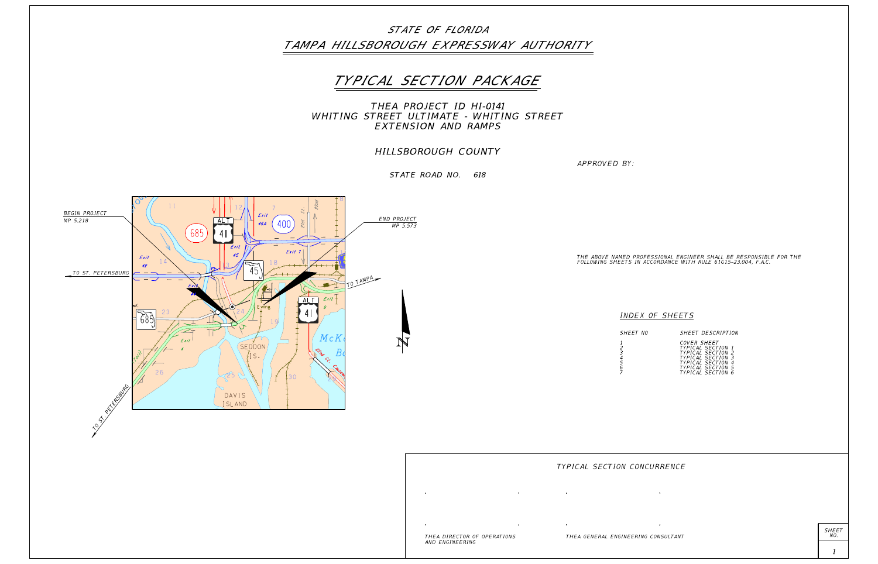# STATE OF FLORIDA

# TAMPA HILLSBOROUGH EXPRESSWAY AUTHORITY

## TYPICAL SECTION PACKAGE

### THEA PROJECT ID HI-0141
### WHITING STREET ULTIMATE - WHITING STREET EXTENSION AND RAMPS

### HILLSBOROUGH COUNTY

STATE ROAD NO. 618

APPROVED BY:

BEGIN PROJECT
MP 5.218

END PROJECT
MP 5.573

TO ST. PETERSBURG

TO TAMPA

TO ST. PETERSBURG

THE ABOVE NAMED PROFESSIONAL ENGINEER SHALL BE RESPONSIBLE FOR THE FOLLOWING SHEETS IN ACCORDANCE WITH RULE 61G15-23.004, F.A.C.

#### INDEX OF SHEETS

| SHEET NO | SHEET DESCRIPTION |
| --- | --- |
| 1 | COVER SHEET |
| 2 | TYPICAL SECTION 1 |
| 3 | TYPICAL SECTION 2 |
| 4 | TYPICAL SECTION 3 |
| 5 | TYPICAL SECTION 4 |
| 6 | TYPICAL SECTION 5 |
| 7 | TYPICAL SECTION 6 |

#### TYPICAL SECTION CONCURRENCE

THEA DIRECTOR OF OPERATIONS AND ENGINEERING

THEA GENERAL ENGINEERING CONSULTANT

SHEET NO. 1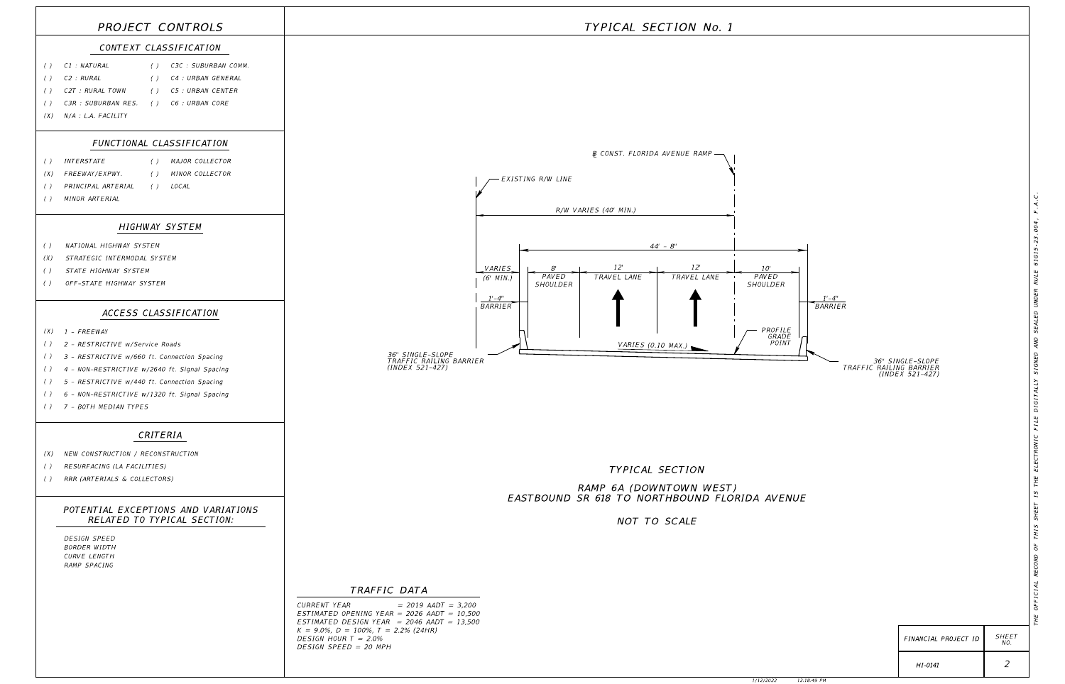## PROJECT CONTROLS

### CONTEXT CLASSIFICATION

- ( ) C1 : NATURAL
- ( ) C2 : RURAL
- ( ) C2T : RURAL TOWN
- ( ) C3R : SUBURBAN RES.
- ( ) C3C : SUBURBAN COMM.
- ( ) C4 : URBAN GENERAL
- ( ) C5 : URBAN CENTER
- ( ) C6 : URBAN CORE
- (X) N/A : L.A. FACILITY

### FUNCTIONAL CLASSIFICATION

- ( ) INTERSTATE
- (X) FREEWAY/EXPWY.
- ( ) PRINCIPAL ARTERIAL
- ( ) MINOR ARTERIAL
- ( ) MAJOR COLLECTOR
- ( ) MINOR COLLECTOR
- ( ) LOCAL

### HIGHWAY SYSTEM

- ( ) NATIONAL HIGHWAY SYSTEM
- (X) STRATEGIC INTERMODAL SYSTEM
- ( ) STATE HIGHWAY SYSTEM
- ( ) OFF-STATE HIGHWAY SYSTEM

### ACCESS CLASSIFICATION

- (X) 1 - FREEWAY
- ( ) 2 - RESTRICTIVE w/Service Roads
- ( ) 3 - RESTRICTIVE w/660 ft. Connection Spacing
- ( ) 4 - NON-RESTRICTIVE w/2640 ft. Signal Spacing
- ( ) 5 - RESTRICTIVE w/440 ft. Connection Spacing
- ( ) 6 - NON-RESTRICTIVE w/1320 ft. Signal Spacing
- ( ) 7 - BOTH MEDIAN TYPES

### CRITERIA

- (X) NEW CONSTRUCTION / RECONSTRUCTION
- ( ) RESURFACING (LA FACILITIES)
- ( ) RRR (ARTERIALS & COLLECTORS)

### POTENTIAL EXCEPTIONS AND VARIATIONS RELATED TO TYPICAL SECTION:

DESIGN SPEED
BORDER WIDTH
CURVE LENGTH
RAMP SPACING

## TYPICAL SECTION No. 1

℄ CONST. FLORIDA AVENUE RAMP

EXISTING R/W LINE

R/W VARIES (40' MIN.)

44' - 8"

VARIES (6' MIN.) | 8' PAVED SHOULDER | 12' TRAVEL LANE | 12' TRAVEL LANE | 10' PAVED SHOULDER

1'-4" BARRIER | 1'-4" BARRIER

VARIES (0.10 MAX.)

PROFILE GRADE POINT

36" SINGLE-SLOPE TRAFFIC RAILING BARRIER (INDEX 521-427)

36" SINGLE-SLOPE TRAFFIC RAILING BARRIER (INDEX 521-427)

TYPICAL SECTION

RAMP 6A (DOWNTOWN WEST)
EASTBOUND SR 618 TO NORTHBOUND FLORIDA AVENUE

NOT TO SCALE

### TRAFFIC DATA

CURRENT YEAR = 2019 AADT = 3,200
ESTIMATED OPENING YEAR = 2026 AADT = 10,500
ESTIMATED DESIGN YEAR = 2046 AADT = 13,500
K = 9.0%, D = 100%, T = 2.2% (24HR)
DESIGN HOUR T = 2.0%
DESIGN SPEED = 20 MPH

| FINANCIAL PROJECT ID | SHEET NO. |
| --- | --- |
| HI-0141 | 2 |

THE OFFICIAL RECORD OF THIS SHEET IS THE ELECTRONIC FILE DIGITALLY SIGNED AND SEALED UNDER RULE 61G15-23.004, F.A.C.

1/12/2022 12:18:49 PM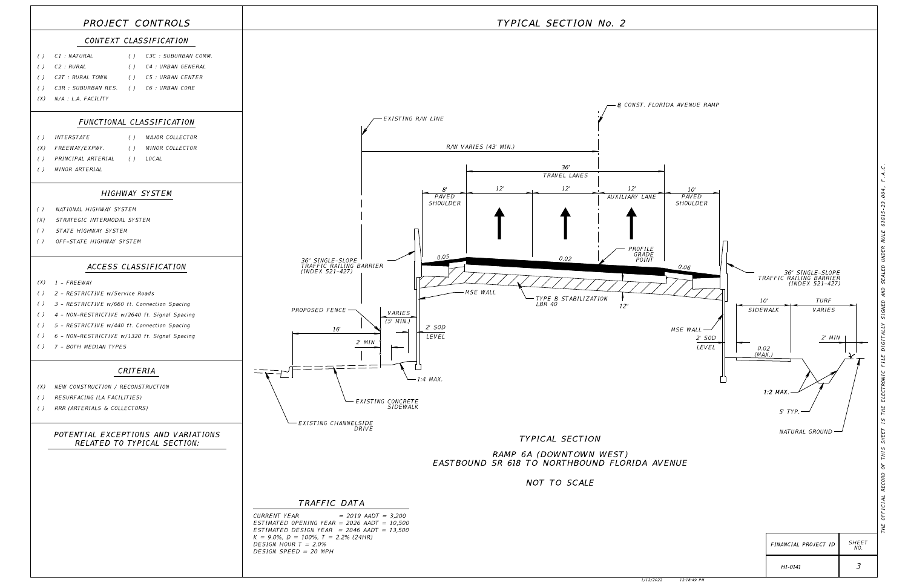## PROJECT CONTROLS

### CONTEXT CLASSIFICATION

- ( ) C1 : NATURAL
- ( ) C2 : RURAL
- ( ) C2T : RURAL TOWN
- ( ) C3R : SUBURBAN RES.
- (X) N/A : L.A. FACILITY
- ( ) C3C : SUBURBAN COMM.
- ( ) C4 : URBAN GENERAL
- ( ) C5 : URBAN CENTER
- ( ) C6 : URBAN CORE

### FUNCTIONAL CLASSIFICATION

- ( ) INTERSTATE
- (X) FREEWAY/EXPWY.
- ( ) PRINCIPAL ARTERIAL
- ( ) MINOR ARTERIAL
- ( ) MAJOR COLLECTOR
- ( ) MINOR COLLECTOR
- ( ) LOCAL

### HIGHWAY SYSTEM

- ( ) NATIONAL HIGHWAY SYSTEM
- (X) STRATEGIC INTERMODAL SYSTEM
- ( ) STATE HIGHWAY SYSTEM
- ( ) OFF-STATE HIGHWAY SYSTEM

### ACCESS CLASSIFICATION

- (X) 1 - FREEWAY
- ( ) 2 - RESTRICTIVE w/Service Roads
- ( ) 3 - RESTRICTIVE w/660 ft. Connection Spacing
- ( ) 4 - NON-RESTRICTIVE w/2640 ft. Signal Spacing
- ( ) 5 - RESTRICTIVE w/440 ft. Connection Spacing
- ( ) 6 - NON-RESTRICTIVE w/1320 ft. Signal Spacing
- ( ) 7 - BOTH MEDIAN TYPES

### CRITERIA

- (X) NEW CONSTRUCTION / RECONSTRUCTION
- ( ) RESURFACING (LA FACILITIES)
- ( ) RRR (ARTERIALS & COLLECTORS)

### POTENTIAL EXCEPTIONS AND VARIATIONS RELATED TO TYPICAL SECTION:

## TYPICAL SECTION No. 2

℄ CONST. FLORIDA AVENUE RAMP

EXISTING R/W LINE

R/W VARIES (43' MIN.)

36' TRAVEL LANES

8' PAVED SHOULDER | 12' | 12' | 12' AUXILIARY LANE | 10' PAVED SHOULDER

0.05 | 0.02 | 0.06

PROFILE GRADE POINT

36" SINGLE-SLOPE TRAFFIC RAILING BARRIER (INDEX 521-427)

MSE WALL

TYPE B STABILIZATION LBR 40

12"

PROPOSED FENCE

VARIES (5' MIN.)

2' SOD LEVEL

16'

2' MIN

1:4 MAX.

EXISTING CONCRETE SIDEWALK

EXISTING CHANNELSIDE DRIVE

10' SIDEWALK | TURF VARIES

0.02 (MAX.)

2' MIN

1:2 MAX.

5' TYP.

NATURAL GROUND

TYPICAL SECTION

RAMP 6A (DOWNTOWN WEST)
EASTBOUND SR 618 TO NORTHBOUND FLORIDA AVENUE

NOT TO SCALE

### TRAFFIC DATA

CURRENT YEAR = 2019 AADT = 3,200
ESTIMATED OPENING YEAR = 2026 AADT = 10,500
ESTIMATED DESIGN YEAR = 2046 AADT = 13,500
K = 9.0%, D = 100%, T = 2.2% (24HR)
DESIGN HOUR T = 2.0%
DESIGN SPEED = 20 MPH

| FINANCIAL PROJECT ID | SHEET NO. |
|---|---|
| HI-0141 | 3 |

THE OFFICIAL RECORD OF THIS SHEET IS THE ELECTRONIC FILE DIGITALLY SIGNED AND SEALED UNDER RULE 61G15-23.004, F.A.C.

1/12/2022 12:18:49 PM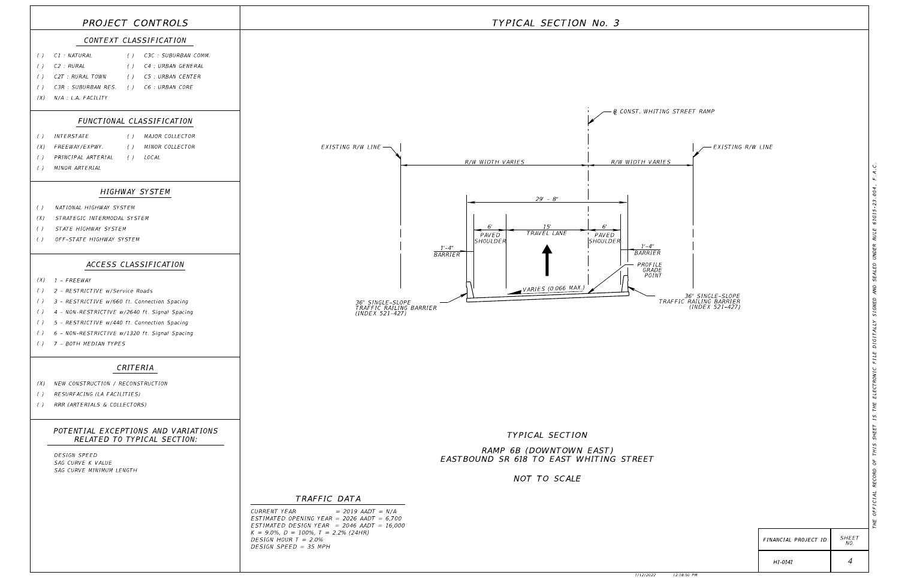# PROJECT CONTROLS

## CONTEXT CLASSIFICATION

| | | | |
|---|---|---|---|
| ( ) | C1 : NATURAL | ( ) | C3C : SUBURBAN COMM. |
| ( ) | C2 : RURAL | ( ) | C4 : URBAN GENERAL |
| ( ) | C2T : RURAL TOWN | ( ) | C5 : URBAN CENTER |
| ( ) | C3R : SUBURBAN RES. | ( ) | C6 : URBAN CORE |
| (X) | N/A : L.A. FACILITY | | |

## FUNCTIONAL CLASSIFICATION

| | | | |
|---|---|---|---|
| ( ) | INTERSTATE | ( ) | MAJOR COLLECTOR |
| (X) | FREEWAY/EXPWY. | ( ) | MINOR COLLECTOR |
| ( ) | PRINCIPAL ARTERIAL | ( ) | LOCAL |
| ( ) | MINOR ARTERIAL | | |

## HIGHWAY SYSTEM

- ( ) NATIONAL HIGHWAY SYSTEM
- (X) STRATEGIC INTERMODAL SYSTEM
- ( ) STATE HIGHWAY SYSTEM
- ( ) OFF-STATE HIGHWAY SYSTEM

## ACCESS CLASSIFICATION

- (X) 1 - FREEWAY
- ( ) 2 - RESTRICTIVE w/Service Roads
- ( ) 3 - RESTRICTIVE w/660 ft. Connection Spacing
- ( ) 4 - NON-RESTRICTIVE w/2640 ft. Signal Spacing
- ( ) 5 - RESTRICTIVE w/440 ft. Connection Spacing
- ( ) 6 - NON-RESTRICTIVE w/1320 ft. Signal Spacing
- ( ) 7 - BOTH MEDIAN TYPES

## CRITERIA

- (X) NEW CONSTRUCTION / RECONSTRUCTION
- ( ) RESURFACING (LA FACILITIES)
- ( ) RRR (ARTERIALS & COLLECTORS)

## POTENTIAL EXCEPTIONS AND VARIATIONS RELATED TO TYPICAL SECTION:

DESIGN SPEED
SAG CURVE K VALUE
SAG CURVE MINIMUM LENGTH

# TYPICAL SECTION No. 3

℄ CONST. WHITING STREET RAMP

EXISTING R/W LINE — R/W WIDTH VARIES — R/W WIDTH VARIES — EXISTING R/W LINE

29' - 8"

1'-4" BARRIER | 6' PAVED SHOULDER | 15' TRAVEL LANE | 6' PAVED SHOULDER | 1'-4" BARRIER

VARIES (0.066 MAX.)

PROFILE GRADE POINT

36" SINGLE-SLOPE TRAFFIC RAILING BARRIER (INDEX 521-427)

36" SINGLE-SLOPE TRAFFIC RAILING BARRIER (INDEX 521-427)

TYPICAL SECTION

RAMP 6B (DOWNTOWN EAST)
EASTBOUND SR 618 TO EAST WHITING STREET

NOT TO SCALE

## TRAFFIC DATA

CURRENT YEAR = 2019 AADT = N/A
ESTIMATED OPENING YEAR = 2026 AADT = 6,700
ESTIMATED DESIGN YEAR = 2046 AADT = 16,000
K = 9.0%, D = 100%, T = 2.2% (24HR)
DESIGN HOUR T = 2.0%
DESIGN SPEED = 35 MPH

| FINANCIAL PROJECT ID | SHEET NO. |
|---|---|
| HI-0141 | 4 |

THE OFFICIAL RECORD OF THIS SHEET IS THE ELECTRONIC FILE DIGITALLY SIGNED AND SEALED UNDER RULE 61G15-23.004, F.A.C.

1/12/2022 12:18:50 PM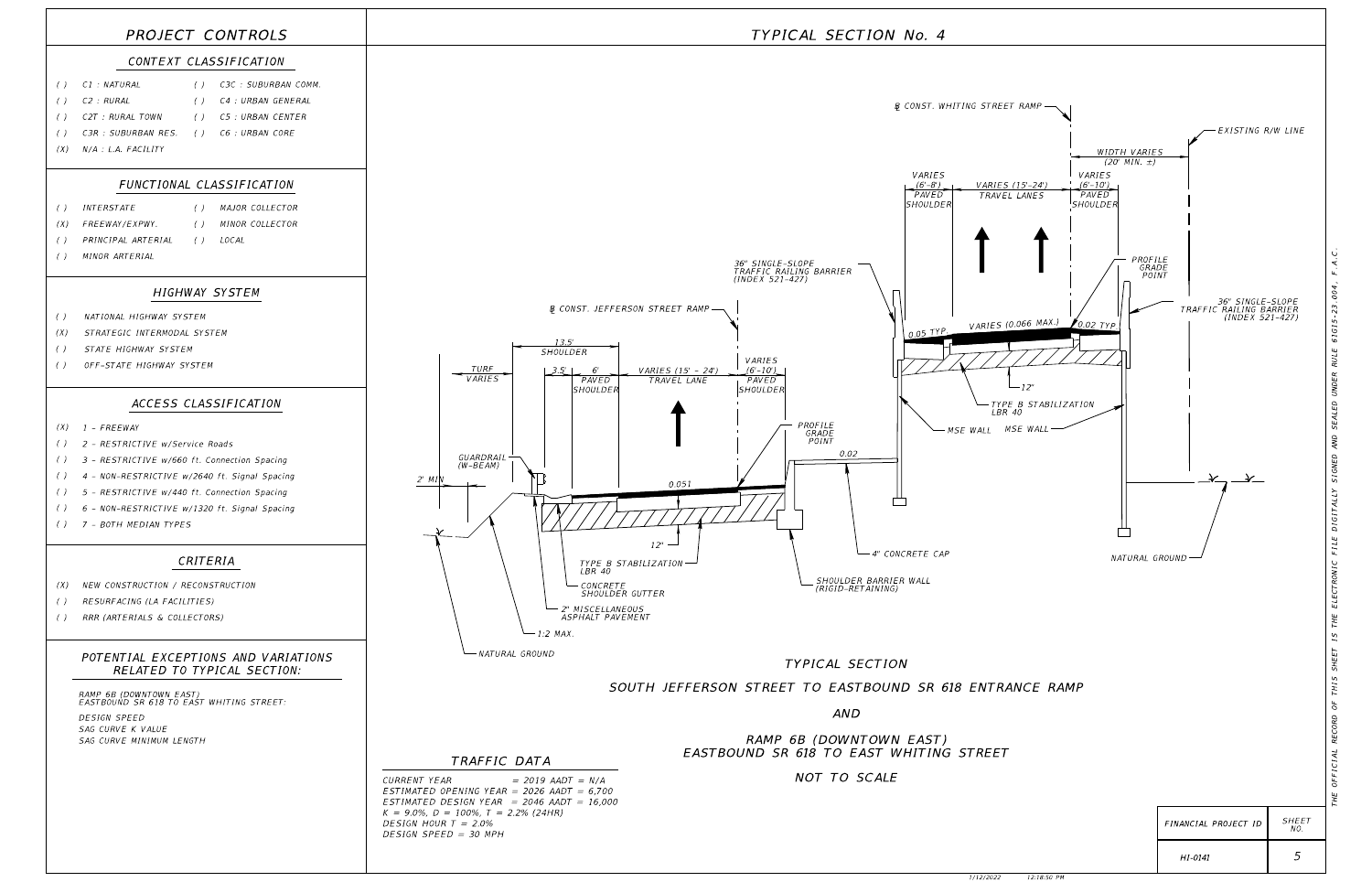# PROJECT CONTROLS

## CONTEXT CLASSIFICATION

- ( ) C1 : NATURAL
- ( ) C2 : RURAL
- ( ) C2T : RURAL TOWN
- ( ) C3R : SUBURBAN RES.
- (X) N/A : L.A. FACILITY
- ( ) C3C : SUBURBAN COMM.
- ( ) C4 : URBAN GENERAL
- ( ) C5 : URBAN CENTER
- ( ) C6 : URBAN CORE

## FUNCTIONAL CLASSIFICATION

- ( ) INTERSTATE
- (X) FREEWAY/EXPWY.
- ( ) PRINCIPAL ARTERIAL
- ( ) MINOR ARTERIAL
- ( ) MAJOR COLLECTOR
- ( ) MINOR COLLECTOR
- ( ) LOCAL

## HIGHWAY SYSTEM

- ( ) NATIONAL HIGHWAY SYSTEM
- (X) STRATEGIC INTERMODAL SYSTEM
- ( ) STATE HIGHWAY SYSTEM
- ( ) OFF-STATE HIGHWAY SYSTEM

## ACCESS CLASSIFICATION

- (X) 1 - FREEWAY
- ( ) 2 - RESTRICTIVE w/Service Roads
- ( ) 3 - RESTRICTIVE w/660 ft. Connection Spacing
- ( ) 4 - NON-RESTRICTIVE w/2640 ft. Signal Spacing
- ( ) 5 - RESTRICTIVE w/440 ft. Connection Spacing
- ( ) 6 - NON-RESTRICTIVE w/1320 ft. Signal Spacing
- ( ) 7 - BOTH MEDIAN TYPES

## CRITERIA

- (X) NEW CONSTRUCTION / RECONSTRUCTION
- ( ) RESURFACING (LA FACILITIES)
- ( ) RRR (ARTERIALS & COLLECTORS)

## POTENTIAL EXCEPTIONS AND VARIATIONS RELATED TO TYPICAL SECTION:

RAMP 6B (DOWNTOWN EAST)
EASTBOUND SR 618 TO EAST WHITING STREET:

DESIGN SPEED
SAG CURVE K VALUE
SAG CURVE MINIMUM LENGTH

# TYPICAL SECTION No. 4

℄ CONST. WHITING STREET RAMP

EXISTING R/W LINE

WIDTH VARIES (20' MIN. ±)

VARIES (6'-8') PAVED SHOULDER | VARIES (15'-24') TRAVEL LANES | VARIES (6'-10') PAVED SHOULDER

36" SINGLE-SLOPE TRAFFIC RAILING BARRIER (INDEX 521-427)

PROFILE GRADE POINT

36" SINGLE-SLOPE TRAFFIC RAILING BARRIER (INDEX 521-427)

0.05 TYP. | VARIES (0.066 MAX.) | 0.02 TYP.

12"

TYPE B STABILIZATION LBR 40

MSE WALL | MSE WALL

NATURAL GROUND

℄ CONST. JEFFERSON STREET RAMP

TURF VARIES | 13.5' SHOULDER (3.5' | 6' PAVED SHOULDER) | VARIES (15' - 24') TRAVEL LANE | VARIES (6'-10') PAVED SHOULDER

PROFILE GRADE POINT

0.02

GUARDRAIL (W-BEAM)

2' MIN

0.051

12"

TYPE B STABILIZATION LBR 40

CONCRETE SHOULDER GUTTER

2" MISCELLANEOUS ASPHALT PAVEMENT

1:2 MAX.

NATURAL GROUND

4" CONCRETE CAP

SHOULDER BARRIER WALL (RIGID-RETAINING)

## TYPICAL SECTION

SOUTH JEFFERSON STREET TO EASTBOUND SR 618 ENTRANCE RAMP

AND

RAMP 6B (DOWNTOWN EAST)
EASTBOUND SR 618 TO EAST WHITING STREET

NOT TO SCALE

## TRAFFIC DATA

CURRENT YEAR = 2019 AADT = N/A
ESTIMATED OPENING YEAR = 2026 AADT = 6,700
ESTIMATED DESIGN YEAR = 2046 AADT = 16,000
K = 9.0%, D = 100%, T = 2.2% (24HR)
DESIGN HOUR T = 2.0%
DESIGN SPEED = 30 MPH

| FINANCIAL PROJECT ID | SHEET NO. |
|---|---|
| HI-0141 | 5 |

THE OFFICIAL RECORD OF THIS SHEET IS THE ELECTRONIC FILE DIGITALLY SIGNED AND SEALED UNDER RULE 61G15-23.004, F.A.C.

1/12/2022 12:18:50 PM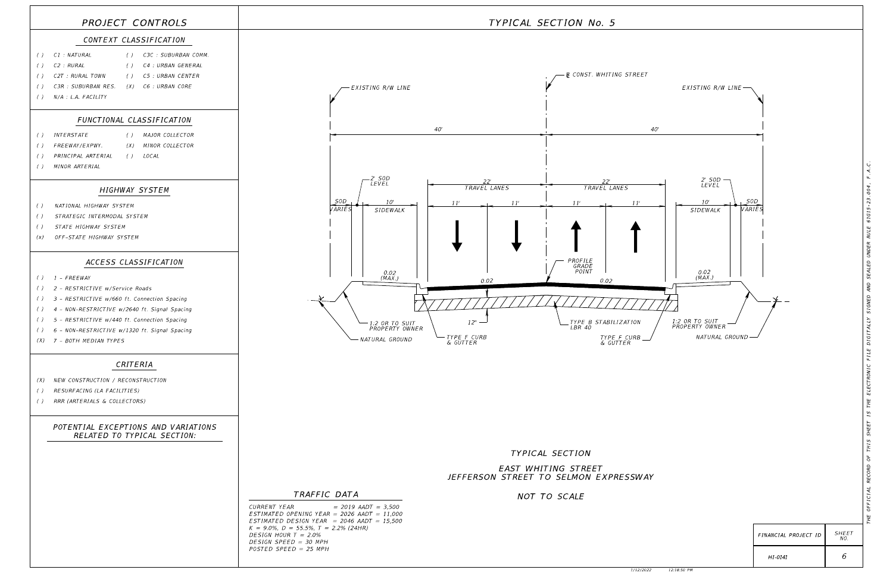## PROJECT CONTROLS

### CONTEXT CLASSIFICATION

- ( ) C1 : NATURAL
- ( ) C2 : RURAL
- ( ) C2T : RURAL TOWN
- ( ) C3R : SUBURBAN RES.
- ( ) C3C : SUBURBAN COMM.
- ( ) C4 : URBAN GENERAL
- ( ) C5 : URBAN CENTER
- (X) C6 : URBAN CORE
- ( ) N/A : L.A. FACILITY

### FUNCTIONAL CLASSIFICATION

- ( ) INTERSTATE
- ( ) FREEWAY/EXPWY.
- ( ) PRINCIPAL ARTERIAL
- ( ) MINOR ARTERIAL
- ( ) MAJOR COLLECTOR
- (X) MINOR COLLECTOR
- ( ) LOCAL

### HIGHWAY SYSTEM

- ( ) NATIONAL HIGHWAY SYSTEM
- ( ) STRATEGIC INTERMODAL SYSTEM
- ( ) STATE HIGHWAY SYSTEM
- (x) OFF-STATE HIGHWAY SYSTEM

### ACCESS CLASSIFICATION

- ( ) 1 - FREEWAY
- ( ) 2 - RESTRICTIVE w/Service Roads
- ( ) 3 - RESTRICTIVE w/660 ft. Connection Spacing
- ( ) 4 - NON-RESTRICTIVE w/2640 ft. Signal Spacing
- ( ) 5 - RESTRICTIVE w/440 ft. Connection Spacing
- ( ) 6 - NON-RESTRICTIVE w/1320 ft. Signal Spacing
- (X) 7 - BOTH MEDIAN TYPES

### CRITERIA

- (X) NEW CONSTRUCTION / RECONSTRUCTION
- ( ) RESURFACING (LA FACILITIES)
- ( ) RRR (ARTERIALS & COLLECTORS)

### POTENTIAL EXCEPTIONS AND VARIATIONS RELATED TO TYPICAL SECTION:

## TYPICAL SECTION No. 5

℄ CONST. WHITING STREET

EXISTING R/W LINE — 40' — 40' — EXISTING R/W LINE

SOD VARIES | 2' SOD LEVEL | 10' SIDEWALK | 22' TRAVEL LANES (11' | 11') | 22' TRAVEL LANES (11' | 11') | 10' SIDEWALK | 2' SOD LEVEL | SOD VARIES

0.02 (MAX.) — 0.02 — PROFILE GRADE POINT — 0.02 — 0.02 (MAX.)

1:2 OR TO SUIT PROPERTY OWNER — NATURAL GROUND — TYPE F CURB & GUTTER — 12" — TYPE B STABILIZATION LBR 40 — TYPE F CURB & GUTTER — 1:2 OR TO SUIT PROPERTY OWNER — NATURAL GROUND

### TYPICAL SECTION

EAST WHITING STREET
JEFFERSON STREET TO SELMON EXPRESSWAY

NOT TO SCALE

### TRAFFIC DATA

CURRENT YEAR = 2019 AADT = 3,500
ESTIMATED OPENING YEAR = 2026 AADT = 11,000
ESTIMATED DESIGN YEAR = 2046 AADT = 15,500
K = 9.0%, D = 55.5%, T = 2.2% (24HR)
DESIGN HOUR T = 2.0%
DESIGN SPEED = 30 MPH
POSTED SPEED = 25 MPH

| FINANCIAL PROJECT ID | SHEET NO. |
|---|---|
| HI-0141 | 6 |

THE OFFICIAL RECORD OF THIS SHEET IS THE ELECTRONIC FILE DIGITALLY SIGNED AND SEALED UNDER RULE 61G15-23.004, F.A.C.

1/12/2022 12:18:50 PM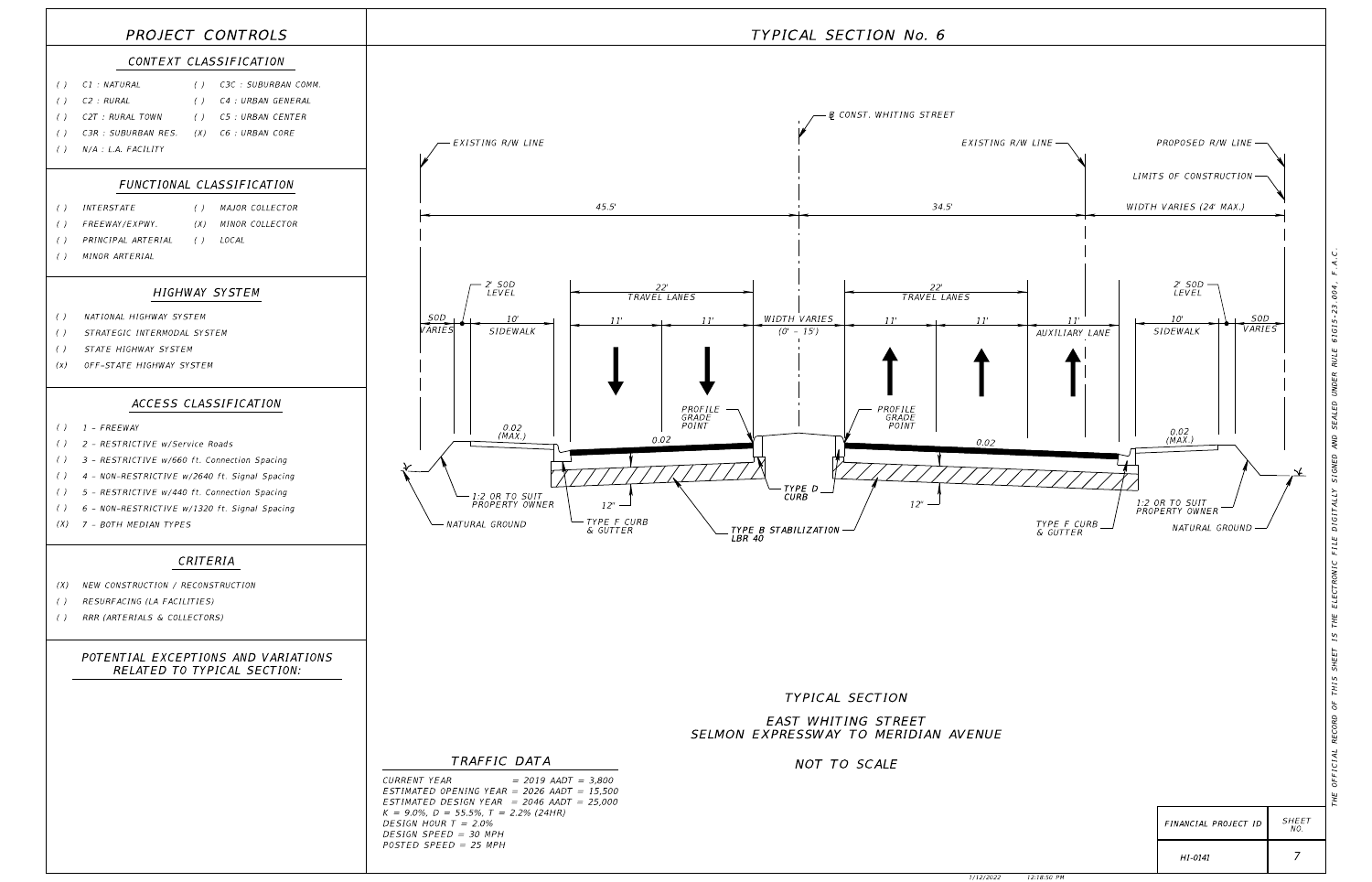# PROJECT CONTROLS

## CONTEXT CLASSIFICATION

( ) C1 : NATURAL
( ) C2 : RURAL
( ) C2T : RURAL TOWN
( ) C3R : SUBURBAN RES.
( ) N/A : L.A. FACILITY
( ) C3C : SUBURBAN COMM.
( ) C4 : URBAN GENERAL
( ) C5 : URBAN CENTER
(X) C6 : URBAN CORE

## FUNCTIONAL CLASSIFICATION

( ) INTERSTATE
( ) FREEWAY/EXPWY.
( ) PRINCIPAL ARTERIAL
( ) MINOR ARTERIAL
( ) MAJOR COLLECTOR
(X) MINOR COLLECTOR
( ) LOCAL

## HIGHWAY SYSTEM

( ) NATIONAL HIGHWAY SYSTEM
( ) STRATEGIC INTERMODAL SYSTEM
( ) STATE HIGHWAY SYSTEM
(x) OFF-STATE HIGHWAY SYSTEM

## ACCESS CLASSIFICATION

( ) 1 - FREEWAY
( ) 2 - RESTRICTIVE w/Service Roads
( ) 3 - RESTRICTIVE w/660 ft. Connection Spacing
( ) 4 - NON-RESTRICTIVE w/2640 ft. Signal Spacing
( ) 5 - RESTRICTIVE w/440 ft. Connection Spacing
( ) 6 - NON-RESTRICTIVE w/1320 ft. Signal Spacing
(X) 7 - BOTH MEDIAN TYPES

## CRITERIA

(X) NEW CONSTRUCTION / RECONSTRUCTION
( ) RESURFACING (LA FACILITIES)
( ) RRR (ARTERIALS & COLLECTORS)

## POTENTIAL EXCEPTIONS AND VARIATIONS RELATED TO TYPICAL SECTION:

# TYPICAL SECTION No. 6

℄ CONST. WHITING STREET
EXISTING R/W LINE
EXISTING R/W LINE
PROPOSED R/W LINE
LIMITS OF CONSTRUCTION
45.5'
34.5'
WIDTH VARIES (24' MAX.)
2' SOD LEVEL
SOD VARIES
10' SIDEWALK
22' TRAVEL LANES
11'
11'
WIDTH VARIES (0' - 15')
22' TRAVEL LANES
11'
11'
11' AUXILIARY LANE
2' SOD LEVEL
10' SIDEWALK
SOD VARIES
PROFILE GRADE POINT
PROFILE GRADE POINT
0.02 (MAX.)
0.02
0.02
0.02 (MAX.)
1:2 OR TO SUIT PROPERTY OWNER
NATURAL GROUND
12"
TYPE F CURB & GUTTER
TYPE D CURB
TYPE B STABILIZATION LBR 40
12"
TYPE F CURB & GUTTER
1:2 OR TO SUIT PROPERTY OWNER
NATURAL GROUND

TYPICAL SECTION

EAST WHITING STREET
SELMON EXPRESSWAY TO MERIDIAN AVENUE

NOT TO SCALE

## TRAFFIC DATA

CURRENT YEAR = 2019 AADT = 3,800
ESTIMATED OPENING YEAR = 2026 AADT = 15,500
ESTIMATED DESIGN YEAR = 2046 AADT = 25,000
K = 9.0%, D = 55.5%, T = 2.2% (24HR)
DESIGN HOUR T = 2.0%
DESIGN SPEED = 30 MPH
POSTED SPEED = 25 MPH

| FINANCIAL PROJECT ID | SHEET NO. |
|---|---|
| HI-0141 | 7 |

THE OFFICIAL RECORD OF THIS SHEET IS THE ELECTRONIC FILE DIGITALLY SIGNED AND SEALED UNDER RULE 61G15-23.004, F.A.C.

1/12/2022 12:18:50 PM